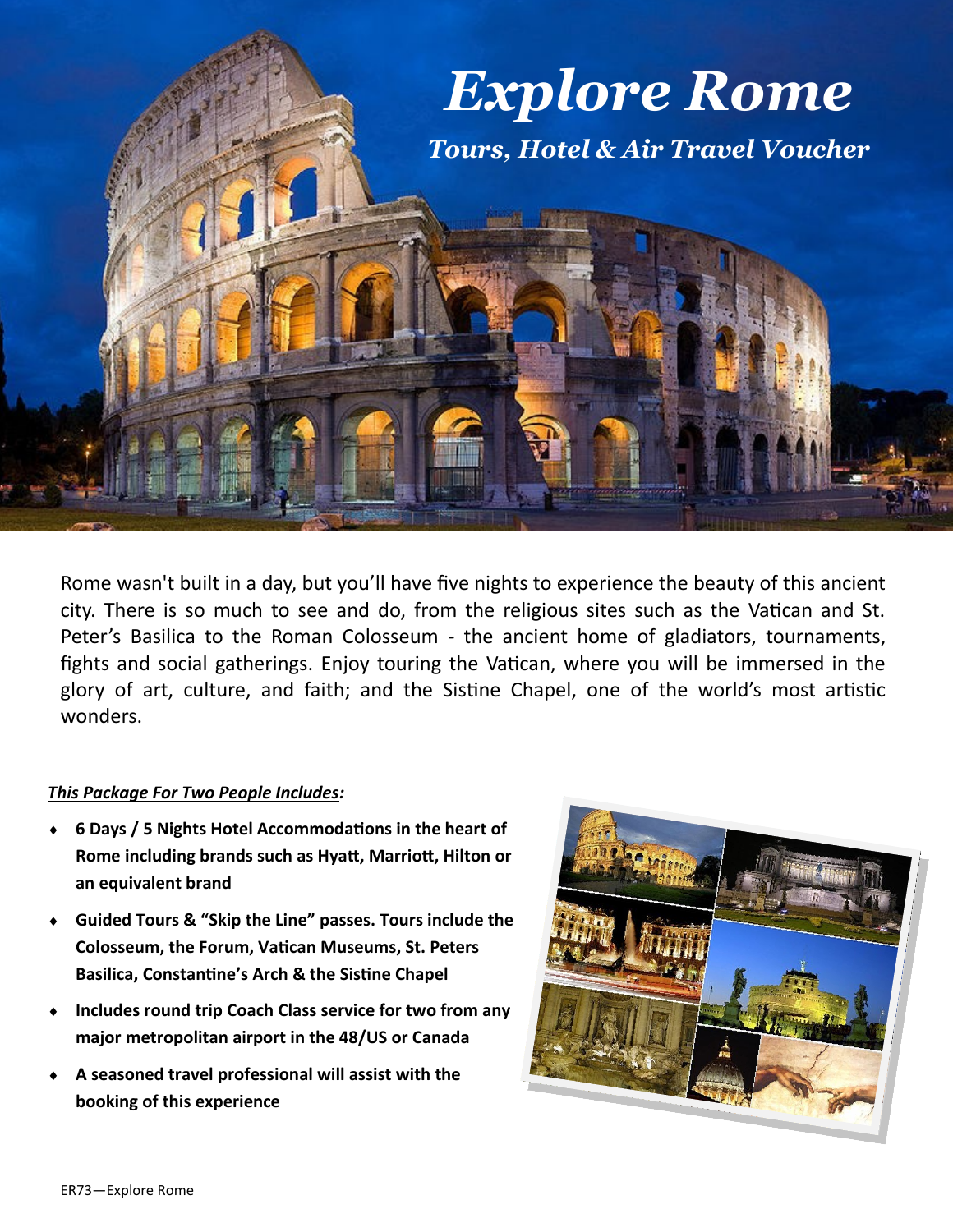# *Explore Rome*

## *Tours, Hotel & Air Travel Voucher*

Rome wasn't built in a day, but you'll have five nights to experience the beauty of this ancient city. There is so much to see and do, from the religious sites such as the Vatican and St. Peter's Basilica to the Roman Colosseum - the ancient home of gladiators, tournaments, fights and social gatherings. Enjoy touring the Vatican, where you will be immersed in the glory of art, culture, and faith; and the Sistine Chapel, one of the world's most artistic wonders.

***This Package For Two People Includes:***

- **6 Days / 5 Nights Hotel Accommodations in the heart of Rome including brands such as Hyatt, Marriott, Hilton or an equivalent brand**
- **Guided Tours & "Skip the Line" passes. Tours include the Colosseum, the Forum, Vatican Museums, St. Peters Basilica, Constantine's Arch & the Sistine Chapel**
- **Includes round trip Coach Class service for two from any major metropolitan airport in the 48/US or Canada**
- **A seasoned travel professional will assist with the booking of this experience**

ER73—Explore Rome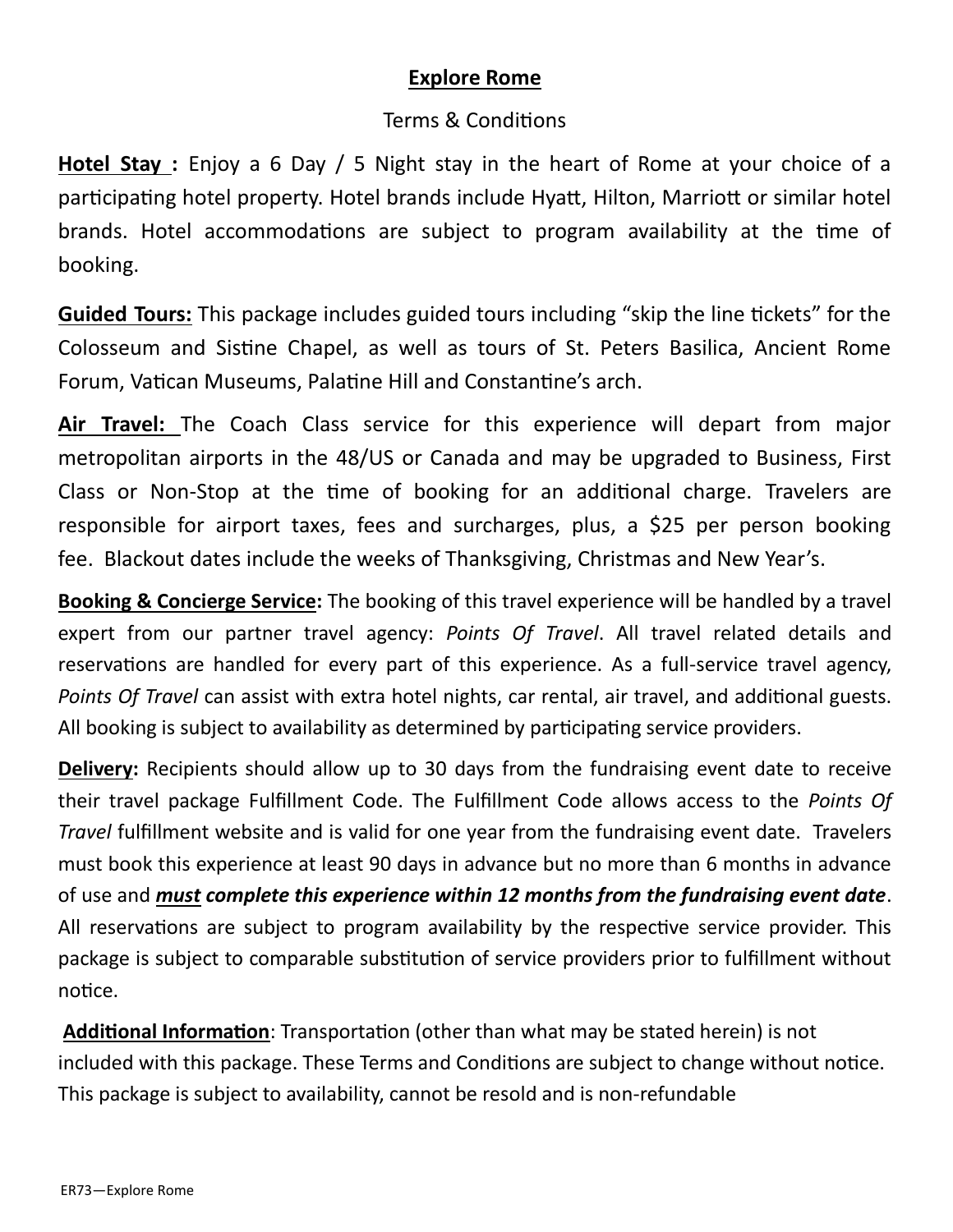# Explore Rome

Terms & Conditions

**Hotel Stay :** Enjoy a 6 Day / 5 Night stay in the heart of Rome at your choice of a participating hotel property. Hotel brands include Hyatt, Hilton, Marriott or similar hotel brands. Hotel accommodations are subject to program availability at the time of booking.

**Guided Tours:** This package includes guided tours including "skip the line tickets" for the Colosseum and Sistine Chapel, as well as tours of St. Peters Basilica, Ancient Rome Forum, Vatican Museums, Palatine Hill and Constantine's arch.

**Air Travel:** The Coach Class service for this experience will depart from major metropolitan airports in the 48/US or Canada and may be upgraded to Business, First Class or Non-Stop at the time of booking for an additional charge. Travelers are responsible for airport taxes, fees and surcharges, plus, a $25 per person booking fee. Blackout dates include the weeks of Thanksgiving, Christmas and New Year's.

**Booking & Concierge Service:** The booking of this travel experience will be handled by a travel expert from our partner travel agency: *Points Of Travel*. All travel related details and reservations are handled for every part of this experience. As a full-service travel agency, *Points Of Travel* can assist with extra hotel nights, car rental, air travel, and additional guests. All booking is subject to availability as determined by participating service providers.

**Delivery:** Recipients should allow up to 30 days from the fundraising event date to receive their travel package Fulfillment Code. The Fulfillment Code allows access to the *Points Of Travel* fulfillment website and is valid for one year from the fundraising event date. Travelers must book this experience at least 90 days in advance but no more than 6 months in advance of use and ***must* complete this experience within 12 months from the fundraising event date**. All reservations are subject to program availability by the respective service provider. This package is subject to comparable substitution of service providers prior to fulfillment without notice.

**Additional Information**: Transportation (other than what may be stated herein) is not included with this package. These Terms and Conditions are subject to change without notice. This package is subject to availability, cannot be resold and is non-refundable

ER73—Explore Rome